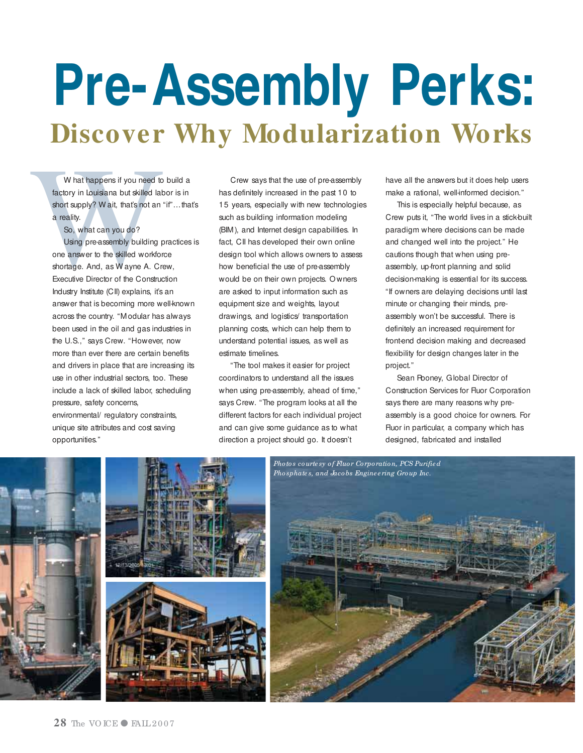# Pre-Assembly Perks:

## Discover Why Modularization Works

What happens if you need to build a factory in Louisiana but skilled labor is in short supply? Wait, that's not an "if"…that's a reality.

So, what can you do?

Using pre-assembly building practices is one answer to the skilled workforce shortage. And, as Wayne A. Crew, Executive Director of the Construction Industry Institute (CII) explains, it's an answer that is becoming more well-known across the country. "Modular has always been used in the oil and gas industries in the U.S.," says Crew. "However, now more than ever there are certain benefits and drivers in place that are increasing its use in other industrial sectors, too. These include a lack of skilled labor, scheduling pressure, safety concerns, environmental/ regulatory constraints, unique site attributes and cost saving opportunities."

Crew says that the use of pre-assembly has definitely increased in the past 10 to 15 years, especially with new technologies such as building information modeling (BIM), and Internet design capabilities. In fact, CII has developed their own online design tool which allows owners to assess how beneficial the use of pre-assembly would be on their own projects. Owners are asked to input information such as equipment size and weights, layout drawings, and logistics/ transportation planning costs, which can help them to understand potential issues, as well as estimate timelines.

"The tool makes it easier for project coordinators to understand all the issues when using pre-assembly, ahead of time," says Crew. "The program looks at all the different factors for each individual project and can give some guidance as to what direction a project should go. It doesn't have all the answers but it does help users make a rational, well-informed decision."

This is especially helpful because, as Crew puts it, "The world lives in a stick-built paradigm where decisions can be made and changed well into the project." He cautions though that when using pre-assembly, up-front planning and solid decision-making is essential for its success. "If owners are delaying decisions until last minute or changing their minds, pre-assembly won't be successful. There is definitely an increased requirement for front-end decision making and decreased flexibility for design changes later in the project."

Sean Rooney, Global Director of Construction Services for Fluor Corporation says there are many reasons why pre-assembly is a good choice for owners. For Fluor in particular, a company which has designed, fabricated and installed

*Photos courtesy of Fluor Corporation, PCS Purified Phosphates, and Jacobs Engineering Group Inc.*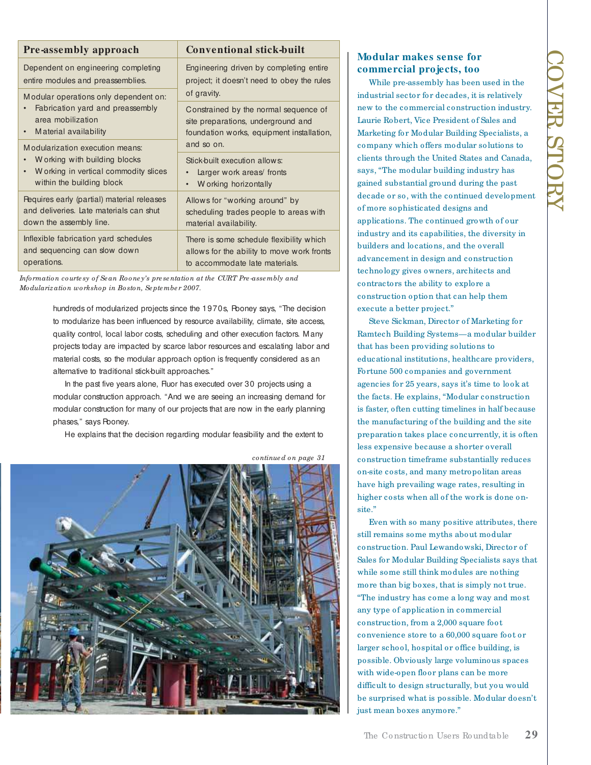| Pre-assembly approach | Conventional stick-built |
|---|---|
| Dependent on engineering completing entire modules and preassemblies. | Engineering driven by completing entire project; it doesn't need to obey the rules of gravity. |
| Modular operations only dependent on: • Fabrication yard and preassembly area mobilization • Material availability | Constrained by the normal sequence of site preparations, underground and foundation works, equipment installation, and so on. |
| Modularization execution means: • Working with building blocks • Working in vertical commodity slices within the building block | Stick-built execution allows: • Larger work areas/ fronts • Working horizontally |
| Requires early (partial) material releases and deliveries. Late materials can shut down the assembly line. | Allows for "working around" by scheduling trades people to areas with material availability. |
| Inflexible fabrication yard schedules and sequencing can slow down operations. | There is some schedule flexibility which allows for the ability to move work fronts to accommodate late materials. |

*Information courtesy of Sean Rooney's presentation at the CURT Pre-assembly and Modularization workshop in Boston, September 2007.*

hundreds of modularized projects since the 1970s, Rooney says, "The decision to modularize has been influenced by resource availability, climate, site access, quality control, local labor costs, scheduling and other execution factors. Many projects today are impacted by scarce labor resources and escalating labor and material costs, so the modular approach option is frequently considered as an alternative to traditional stick-built approaches."

In the past five years alone, Fluor has executed over 30 projects using a modular construction approach. "And we are seeing an increasing demand for modular construction for many of our projects that are now in the early planning phases," says Rooney.

He explains that the decision regarding modular feasibility and the extent to

*continued on page 31*

## Modular makes sense for commercial projects, too

While pre-assembly has been used in the industrial sector for decades, it is relatively new to the commercial construction industry. Laurie Robert, Vice President of Sales and Marketing for Modular Building Specialists, a company which offers modular solutions to clients through the United States and Canada, says, "The modular building industry has gained substantial ground during the past decade or so, with the continued development of more sophisticated designs and applications. The continued growth of our industry and its capabilities, the diversity in builders and locations, and the overall advancement in design and construction technology gives owners, architects and contractors the ability to explore a construction option that can help them execute a better project."

Steve Sickman, Director of Marketing for Ramtech Building Systems—a modular builder that has been providing solutions to educational institutions, healthcare providers, Fortune 500 companies and government agencies for 25 years, says it's time to look at the facts. He explains, "Modular construction is faster, often cutting timelines in half because the manufacturing of the building and the site preparation takes place concurrently, it is often less expensive because a shorter overall construction timeframe substantially reduces on-site costs, and many metropolitan areas have high prevailing wage rates, resulting in higher costs when all of the work is done on-site."

Even with so many positive attributes, there still remains some myths about modular construction. Paul Lewandowski, Director of Sales for Modular Building Specialists says that while some still think modules are nothing more than big boxes, that is simply not true. "The industry has come a long way and most any type of application in commercial construction, from a 2,000 square foot convenience store to a 60,000 square foot or larger school, hospital or office building, is possible. Obviously large voluminous spaces with wide-open floor plans can be more difficult to design structurally, but you would be surprised what is possible. Modular doesn't just mean boxes anymore."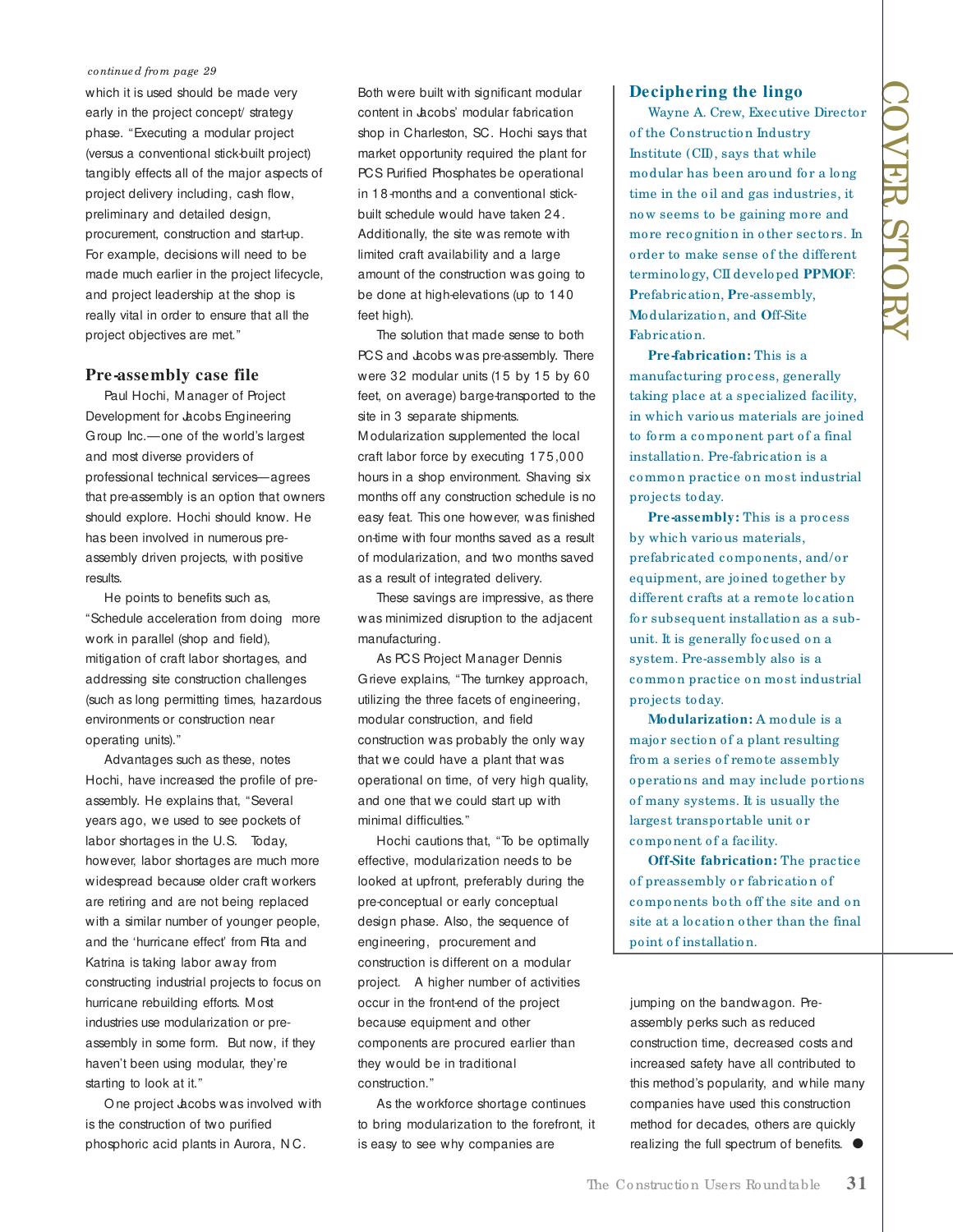*continued from page 29*

which it is used should be made very early in the project concept/ strategy phase. "Executing a modular project (versus a conventional stick-built project) tangibly effects all of the major aspects of project delivery including, cash flow, preliminary and detailed design, procurement, construction and start-up. For example, decisions will need to be made much earlier in the project lifecycle, and project leadership at the shop is really vital in order to ensure that all the project objectives are met."

## Pre-assembly case file

Paul Hochi, Manager of Project Development for Jacobs Engineering Group Inc.—one of the world's largest and most diverse providers of professional technical services—agrees that pre-assembly is an option that owners should explore. Hochi should know. He has been involved in numerous pre-assembly driven projects, with positive results.

He points to benefits such as, "Schedule acceleration from doing more work in parallel (shop and field), mitigation of craft labor shortages, and addressing site construction challenges (such as long permitting times, hazardous environments or construction near operating units)."

Advantages such as these, notes Hochi, have increased the profile of pre-assembly. He explains that, "Several years ago, we used to see pockets of labor shortages in the U.S. Today, however, labor shortages are much more widespread because older craft workers are retiring and are not being replaced with a similar number of younger people, and the 'hurricane effect' from Rita and Katrina is taking labor away from constructing industrial projects to focus on hurricane rebuilding efforts. Most industries use modularization or pre-assembly in some form. But now, if they haven't been using modular, they're starting to look at it."

One project Jacobs was involved with is the construction of two purified phosphoric acid plants in Aurora, NC. Both were built with significant modular content in Jacobs' modular fabrication shop in Charleston, SC. Hochi says that market opportunity required the plant for PCS Purified Phosphates be operational in 18-months and a conventional stick-built schedule would have taken 24. Additionally, the site was remote with limited craft availability and a large amount of the construction was going to be done at high-elevations (up to 140 feet high).

The solution that made sense to both PCS and Jacobs was pre-assembly. There were 32 modular units (15 by 15 by 60 feet, on average) barge-transported to the site in 3 separate shipments. Modularization supplemented the local craft labor force by executing 175,000 hours in a shop environment. Shaving six months off any construction schedule is no easy feat. This one however, was finished on-time with four months saved as a result of modularization, and two months saved as a result of integrated delivery.

These savings are impressive, as there was minimized disruption to the adjacent manufacturing.

As PCS Project Manager Dennis Grieve explains, "The turnkey approach, utilizing the three facets of engineering, modular construction, and field construction was probably the only way that we could have a plant that was operational on time, of very high quality, and one that we could start up with minimal difficulties."

Hochi cautions that, "To be optimally effective, modularization needs to be looked at upfront, preferably during the pre-conceptual or early conceptual design phase. Also, the sequence of engineering, procurement and construction is different on a modular project. A higher number of activities occur in the front-end of the project because equipment and other components are procured earlier than they would be in traditional construction."

As the workforce shortage continues to bring modularization to the forefront, it is easy to see why companies are jumping on the bandwagon. Pre-assembly perks such as reduced construction time, decreased costs and increased safety have all contributed to this method's popularity, and while many companies have used this construction method for decades, others are quickly realizing the full spectrum of benefits. ●

## Deciphering the lingo

Wayne A. Crew, Executive Director of the Construction Industry Institute (CII), says that while modular has been around for a long time in the oil and gas industries, it now seems to be gaining more and more recognition in other sectors. In order to make sense of the different terminology, CII developed **PPMOF**: **P**refabrication, **P**re-assembly, **M**odularization, and **O**ff-Site **F**abrication.

**Pre-fabrication:** This is a manufacturing process, generally taking place at a specialized facility, in which various materials are joined to form a component part of a final installation. Pre-fabrication is a common practice on most industrial projects today.

**Pre-assembly:** This is a process by which various materials, prefabricated components, and/or equipment, are joined together by different crafts at a remote location for subsequent installation as a sub-unit. It is generally focused on a system. Pre-assembly also is a common practice on most industrial projects today.

**Modularization:** A module is a major section of a plant resulting from a series of remote assembly operations and may include portions of many systems. It is usually the largest transportable unit or component of a facility.

**Off-Site fabrication:** The practice of preassembly or fabrication of components both off the site and on site at a location other than the final point of installation.